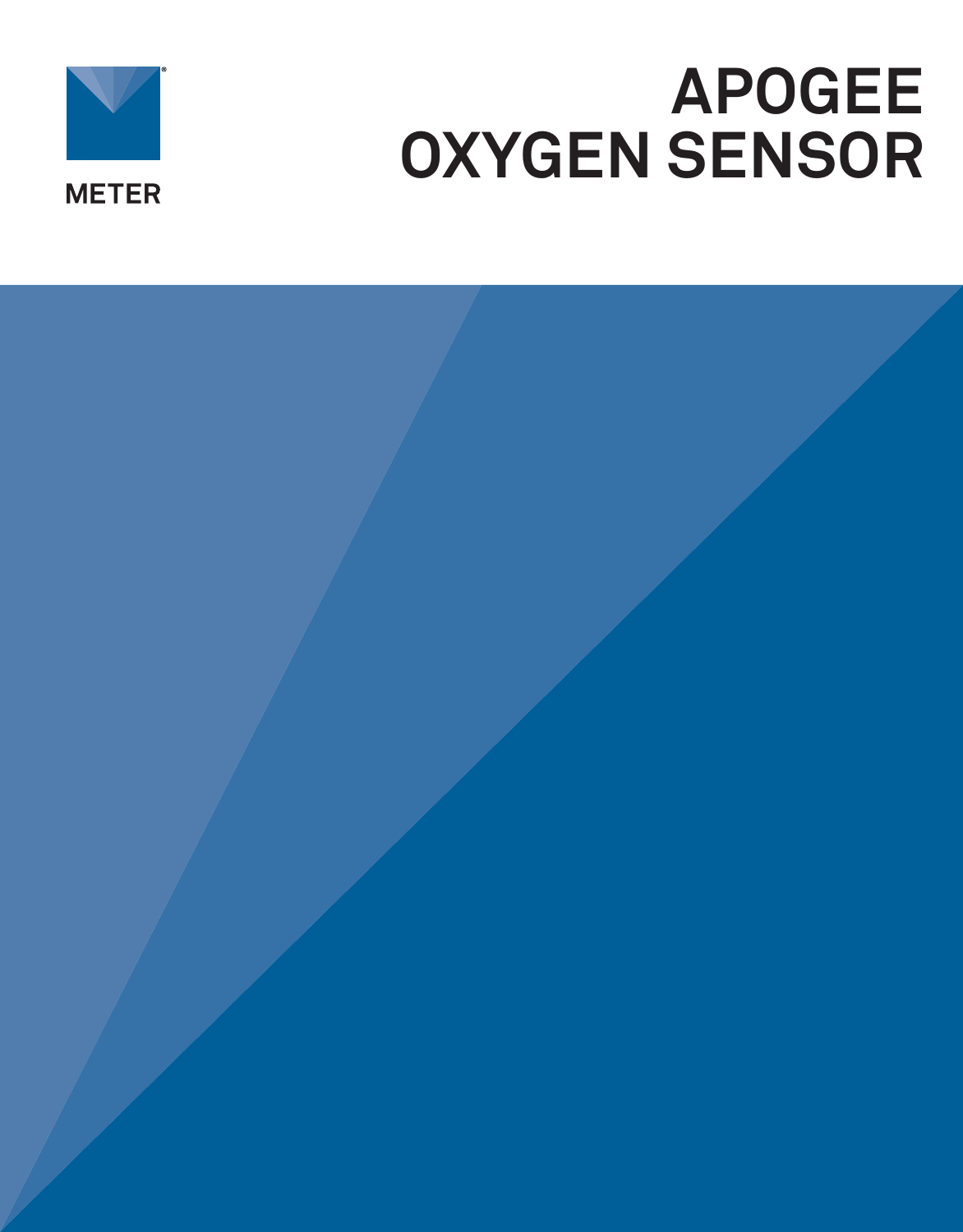METER

# APOGEE OXYGEN SENSOR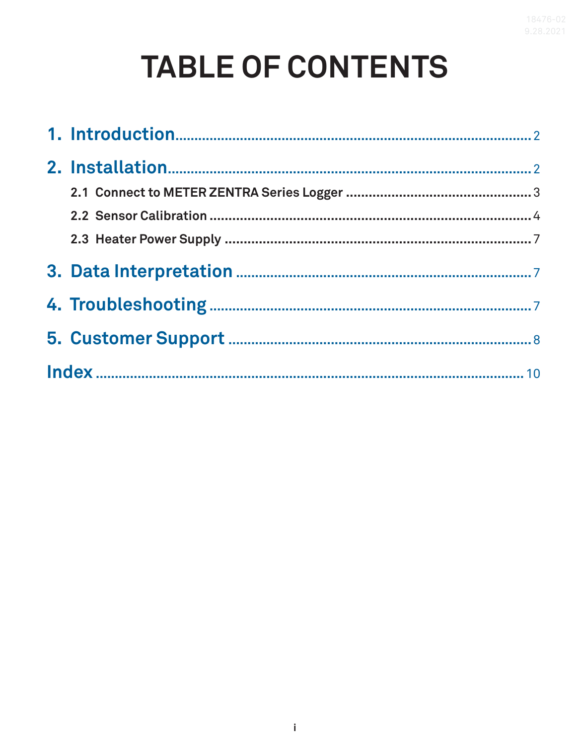# TABLE OF CONTENTS

1. Introduction .......... 2

2. Installation .......... 2
   - 2.1 Connect to METER ZENTRA Series Logger .......... 3
   - 2.2 Sensor Calibration .......... 4
   - 2.3 Heater Power Supply .......... 7

3. Data Interpretation .......... 7

4. Troubleshooting .......... 7

5. Customer Support .......... 8

Index .......... 10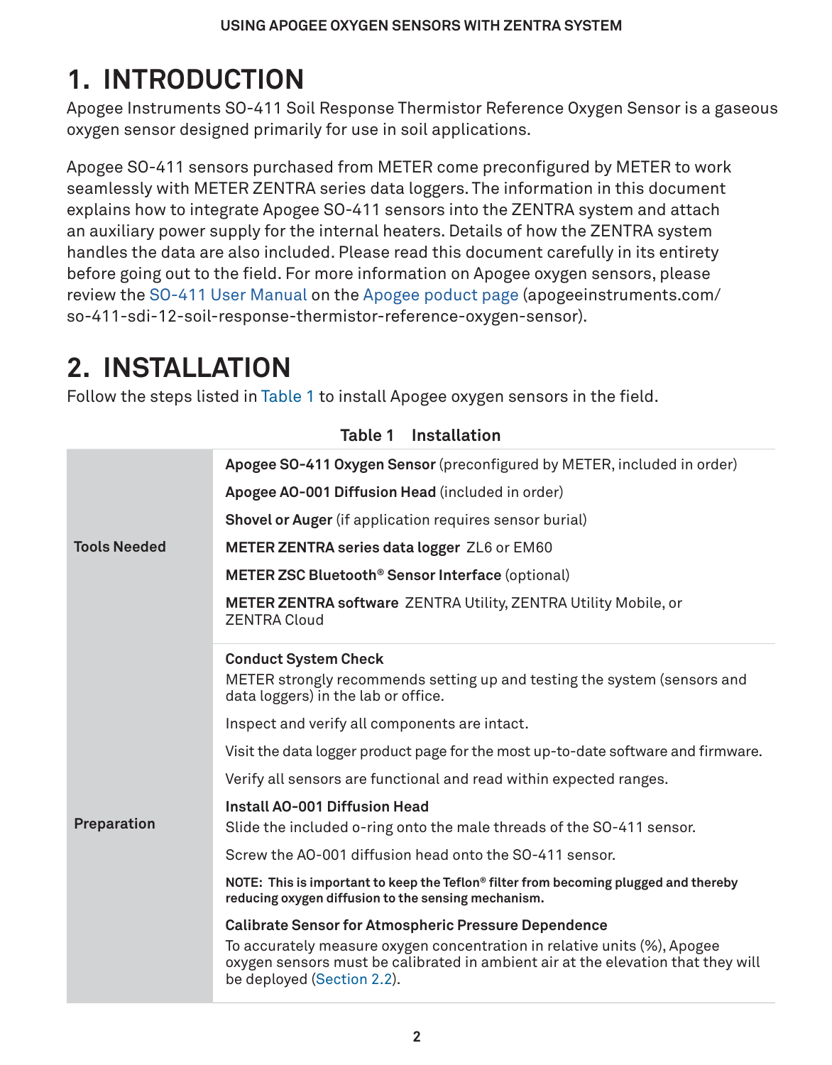# 1. INTRODUCTION

Apogee Instruments SO-411 Soil Response Thermistor Reference Oxygen Sensor is a gaseous oxygen sensor designed primarily for use in soil applications.

Apogee SO-411 sensors purchased from METER come preconfigured by METER to work seamlessly with METER ZENTRA series data loggers. The information in this document explains how to integrate Apogee SO-411 sensors into the ZENTRA system and attach an auxiliary power supply for the internal heaters. Details of how the ZENTRA system handles the data are also included. Please read this document carefully in its entirety before going out to the field. For more information on Apogee oxygen sensors, please review the SO-411 User Manual on the Apogee poduct page (apogeeinstruments.com/so-411-sdi-12-soil-response-thermistor-reference-oxygen-sensor).

# 2. INSTALLATION

Follow the steps listed in Table 1 to install Apogee oxygen sensors in the field.

**Table 1 Installation**

| | |
|---|---|
| **Tools Needed** | **Apogee SO-411 Oxygen Sensor** (preconfigured by METER, included in order)<br>**Apogee AO-001 Diffusion Head** (included in order)<br>**Shovel or Auger** (if application requires sensor burial)<br>**METER ZENTRA series data logger** ZL6 or EM60<br>**METER ZSC Bluetooth® Sensor Interface** (optional)<br>**METER ZENTRA software** ZENTRA Utility, ZENTRA Utility Mobile, or ZENTRA Cloud |
| **Preparation** | **Conduct System Check**<br>METER strongly recommends setting up and testing the system (sensors and data loggers) in the lab or office.<br>Inspect and verify all components are intact.<br>Visit the data logger product page for the most up-to-date software and firmware.<br>Verify all sensors are functional and read within expected ranges.<br>**Install AO-001 Diffusion Head**<br>Slide the included o-ring onto the male threads of the SO-411 sensor.<br>Screw the AO-001 diffusion head onto the SO-411 sensor.<br>**NOTE: This is important to keep the Teflon® filter from becoming plugged and thereby reducing oxygen diffusion to the sensing mechanism.**<br>**Calibrate Sensor for Atmospheric Pressure Dependence**<br>To accurately measure oxygen concentration in relative units (%), Apogee oxygen sensors must be calibrated in ambient air at the elevation that they will be deployed (Section 2.2). |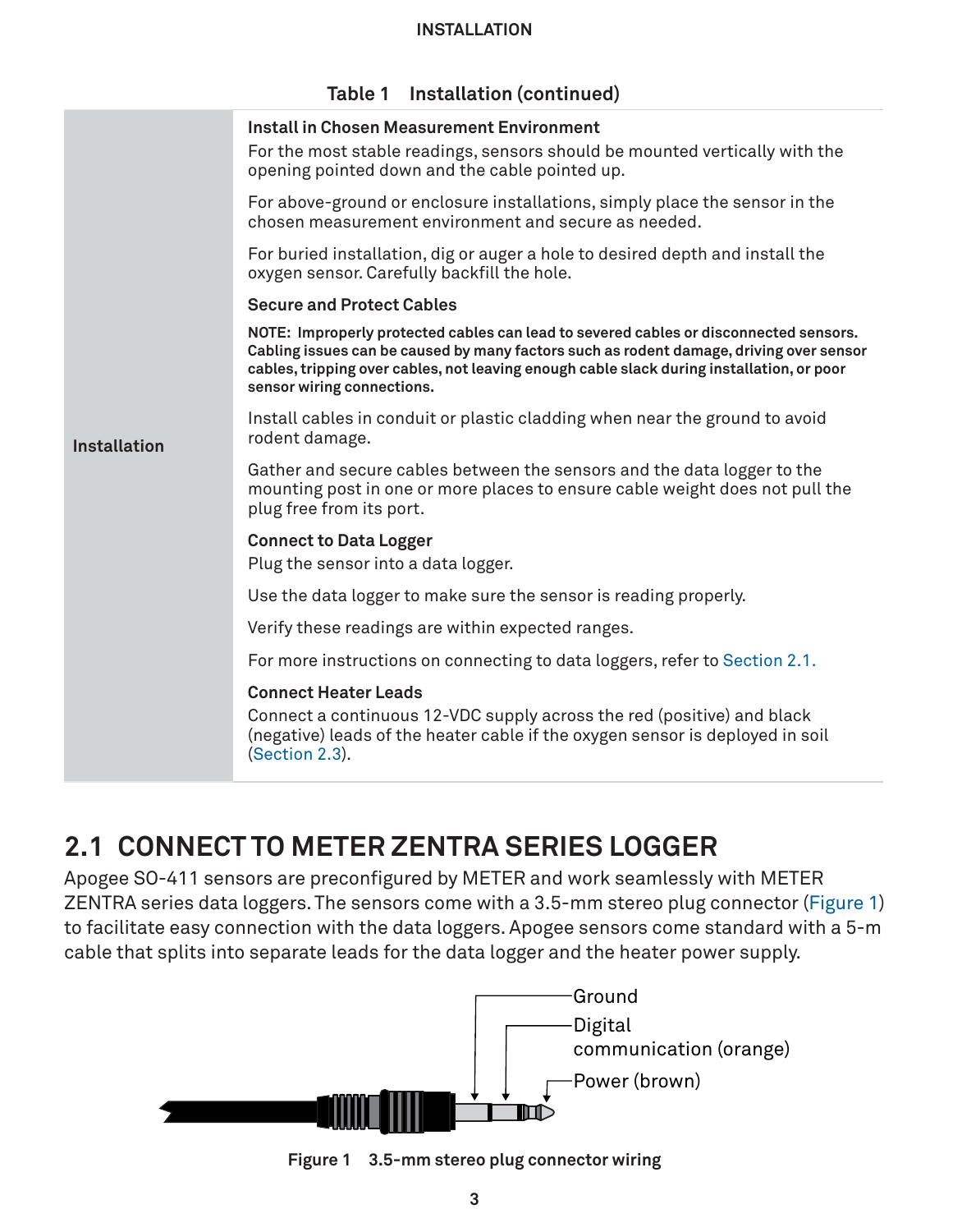Table 1 Installation (continued)

| | |
|---|---|
| Installation | **Install in Chosen Measurement Environment**<br>For the most stable readings, sensors should be mounted vertically with the opening pointed down and the cable pointed up.<br><br>For above-ground or enclosure installations, simply place the sensor in the chosen measurement environment and secure as needed.<br><br>For buried installation, dig or auger a hole to desired depth and install the oxygen sensor. Carefully backfill the hole.<br><br>**Secure and Protect Cables**<br>**NOTE: Improperly protected cables can lead to severed cables or disconnected sensors. Cabling issues can be caused by many factors such as rodent damage, driving over sensor cables, tripping over cables, not leaving enough cable slack during installation, or poor sensor wiring connections.**<br><br>Install cables in conduit or plastic cladding when near the ground to avoid rodent damage.<br><br>Gather and secure cables between the sensors and the data logger to the mounting post in one or more places to ensure cable weight does not pull the plug free from its port.<br><br>**Connect to Data Logger**<br>Plug the sensor into a data logger.<br><br>Use the data logger to make sure the sensor is reading properly.<br><br>Verify these readings are within expected ranges.<br><br>For more instructions on connecting to data loggers, refer to Section 2.1.<br><br>**Connect Heater Leads**<br>Connect a continuous 12-VDC supply across the red (positive) and black (negative) leads of the heater cable if the oxygen sensor is deployed in soil (Section 2.3). |

## 2.1 CONNECT TO METER ZENTRA SERIES LOGGER

Apogee SO-411 sensors are preconfigured by METER and work seamlessly with METER ZENTRA series data loggers. The sensors come with a 3.5-mm stereo plug connector (Figure 1) to facilitate easy connection with the data loggers. Apogee sensors come standard with a 5-m cable that splits into separate leads for the data logger and the heater power supply.

Ground

Digital communication (orange)

Power (brown)

**Figure 1 3.5-mm stereo plug connector wiring**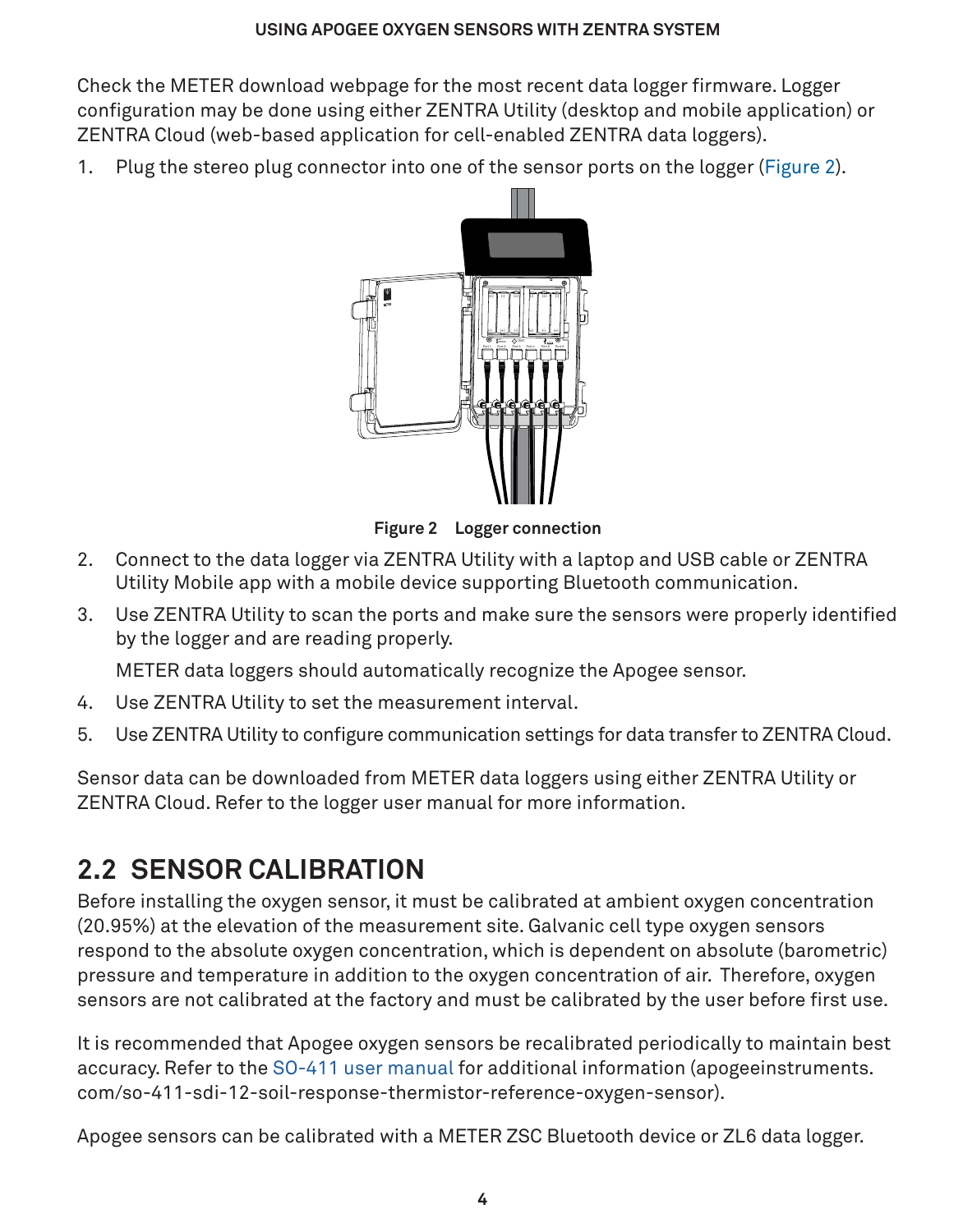Check the METER download webpage for the most recent data logger firmware. Logger configuration may be done using either ZENTRA Utility (desktop and mobile application) or ZENTRA Cloud (web-based application for cell-enabled ZENTRA data loggers).

1. Plug the stereo plug connector into one of the sensor ports on the logger (Figure 2).

**Figure 2 Logger connection**

2. Connect to the data logger via ZENTRA Utility with a laptop and USB cable or ZENTRA Utility Mobile app with a mobile device supporting Bluetooth communication.
3. Use ZENTRA Utility to scan the ports and make sure the sensors were properly identified by the logger and are reading properly.

   METER data loggers should automatically recognize the Apogee sensor.
4. Use ZENTRA Utility to set the measurement interval.
5. Use ZENTRA Utility to configure communication settings for data transfer to ZENTRA Cloud.

Sensor data can be downloaded from METER data loggers using either ZENTRA Utility or ZENTRA Cloud. Refer to the logger user manual for more information.

## 2.2 SENSOR CALIBRATION

Before installing the oxygen sensor, it must be calibrated at ambient oxygen concentration (20.95%) at the elevation of the measurement site. Galvanic cell type oxygen sensors respond to the absolute oxygen concentration, which is dependent on absolute (barometric) pressure and temperature in addition to the oxygen concentration of air. Therefore, oxygen sensors are not calibrated at the factory and must be calibrated by the user before first use.

It is recommended that Apogee oxygen sensors be recalibrated periodically to maintain best accuracy. Refer to the SO-411 user manual for additional information (apogeeinstruments.com/so-411-sdi-12-soil-response-thermistor-reference-oxygen-sensor).

Apogee sensors can be calibrated with a METER ZSC Bluetooth device or ZL6 data logger.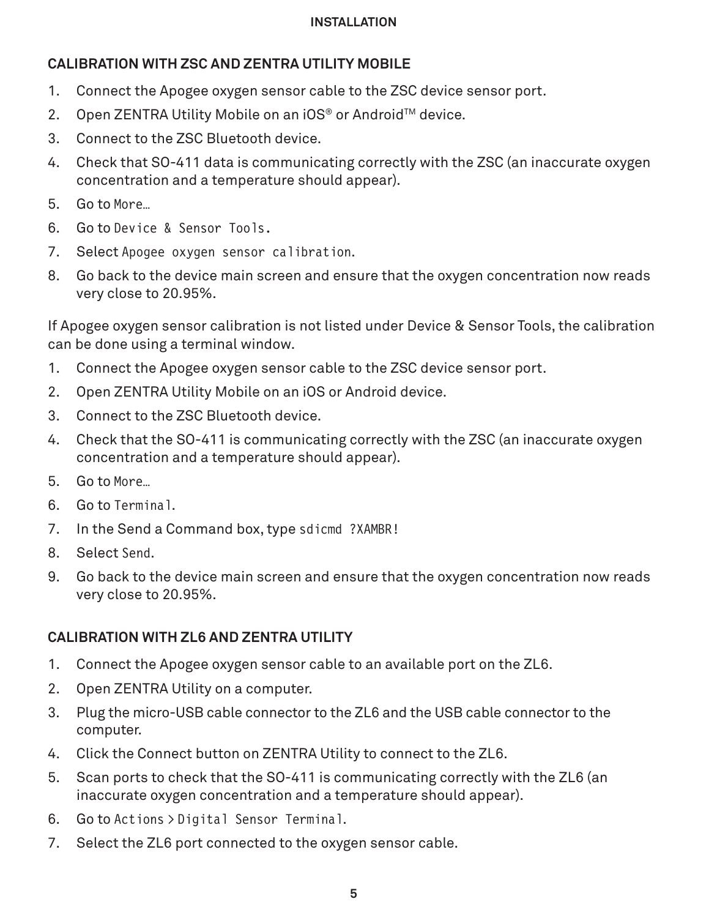## CALIBRATION WITH ZSC AND ZENTRA UTILITY MOBILE

1. Connect the Apogee oxygen sensor cable to the ZSC device sensor port.
2. Open ZENTRA Utility Mobile on an iOS® or Android™ device.
3. Connect to the ZSC Bluetooth device.
4. Check that SO-411 data is communicating correctly with the ZSC (an inaccurate oxygen concentration and a temperature should appear).
5. Go to `More…`
6. Go to `Device & Sensor Tools`.
7. Select `Apogee oxygen sensor calibration`.
8. Go back to the device main screen and ensure that the oxygen concentration now reads very close to 20.95%.

If Apogee oxygen sensor calibration is not listed under Device & Sensor Tools, the calibration can be done using a terminal window.

1. Connect the Apogee oxygen sensor cable to the ZSC device sensor port.
2. Open ZENTRA Utility Mobile on an iOS or Android device.
3. Connect to the ZSC Bluetooth device.
4. Check that the SO-411 is communicating correctly with the ZSC (an inaccurate oxygen concentration and a temperature should appear).
5. Go to `More…`
6. Go to `Terminal`.
7. In the Send a Command box, type `sdicmd ?XAMBR!`
8. Select `Send`.
9. Go back to the device main screen and ensure that the oxygen concentration now reads very close to 20.95%.

## CALIBRATION WITH ZL6 AND ZENTRA UTILITY

1. Connect the Apogee oxygen sensor cable to an available port on the ZL6.
2. Open ZENTRA Utility on a computer.
3. Plug the micro-USB cable connector to the ZL6 and the USB cable connector to the computer.
4. Click the Connect button on ZENTRA Utility to connect to the ZL6.
5. Scan ports to check that the SO-411 is communicating correctly with the ZL6 (an inaccurate oxygen concentration and a temperature should appear).
6. Go to `Actions > Digital Sensor Terminal`.
7. Select the ZL6 port connected to the oxygen sensor cable.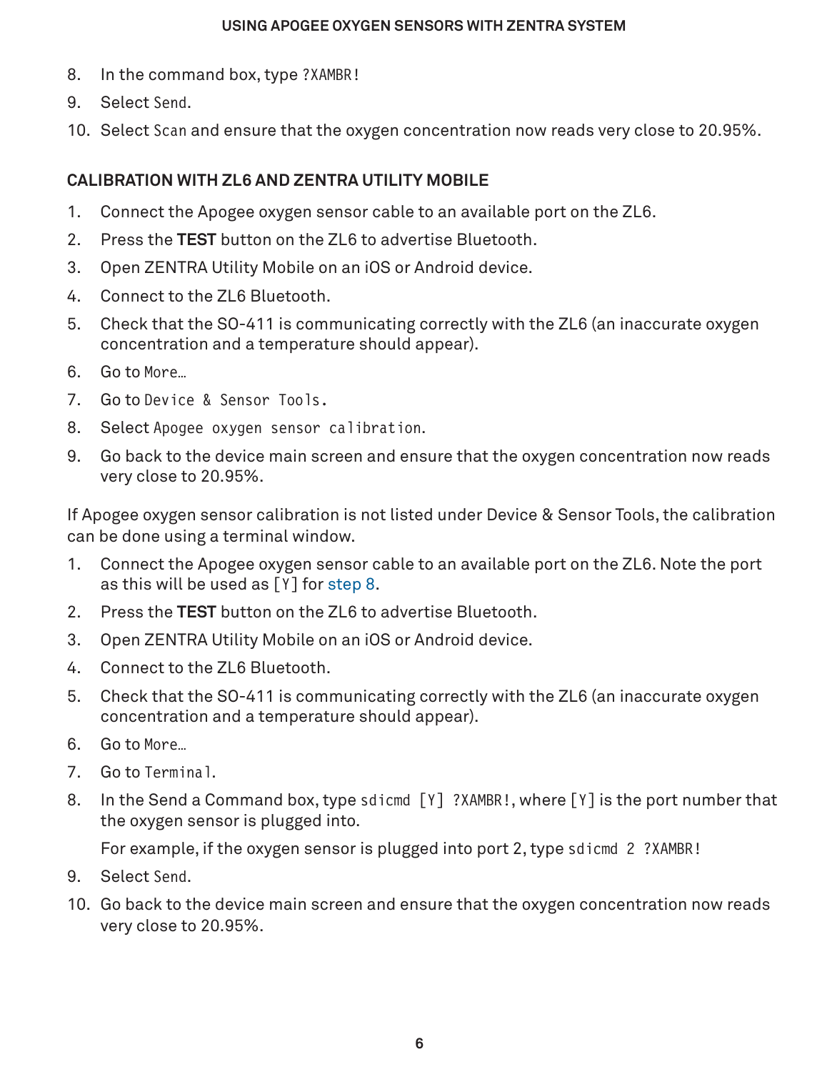8. In the command box, type `?XAMBR!`
9. Select `Send`.
10. Select `Scan` and ensure that the oxygen concentration now reads very close to 20.95%.

## CALIBRATION WITH ZL6 AND ZENTRA UTILITY MOBILE

1. Connect the Apogee oxygen sensor cable to an available port on the ZL6.
2. Press the **TEST** button on the ZL6 to advertise Bluetooth.
3. Open ZENTRA Utility Mobile on an iOS or Android device.
4. Connect to the ZL6 Bluetooth.
5. Check that the SO-411 is communicating correctly with the ZL6 (an inaccurate oxygen concentration and a temperature should appear).
6. Go to `More…`
7. Go to `Device & Sensor Tools`.
8. Select `Apogee oxygen sensor calibration`.
9. Go back to the device main screen and ensure that the oxygen concentration now reads very close to 20.95%.

If Apogee oxygen sensor calibration is not listed under Device & Sensor Tools, the calibration can be done using a terminal window.

1. Connect the Apogee oxygen sensor cable to an available port on the ZL6. Note the port as this will be used as `[Y]` for step 8.
2. Press the **TEST** button on the ZL6 to advertise Bluetooth.
3. Open ZENTRA Utility Mobile on an iOS or Android device.
4. Connect to the ZL6 Bluetooth.
5. Check that the SO-411 is communicating correctly with the ZL6 (an inaccurate oxygen concentration and a temperature should appear).
6. Go to `More…`
7. Go to `Terminal`.
8. In the Send a Command box, type `sdicmd [Y] ?XAMBR!`, where `[Y]` is the port number that the oxygen sensor is plugged into.

   For example, if the oxygen sensor is plugged into port 2, type `sdicmd 2 ?XAMBR!`
9. Select `Send`.
10. Go back to the device main screen and ensure that the oxygen concentration now reads very close to 20.95%.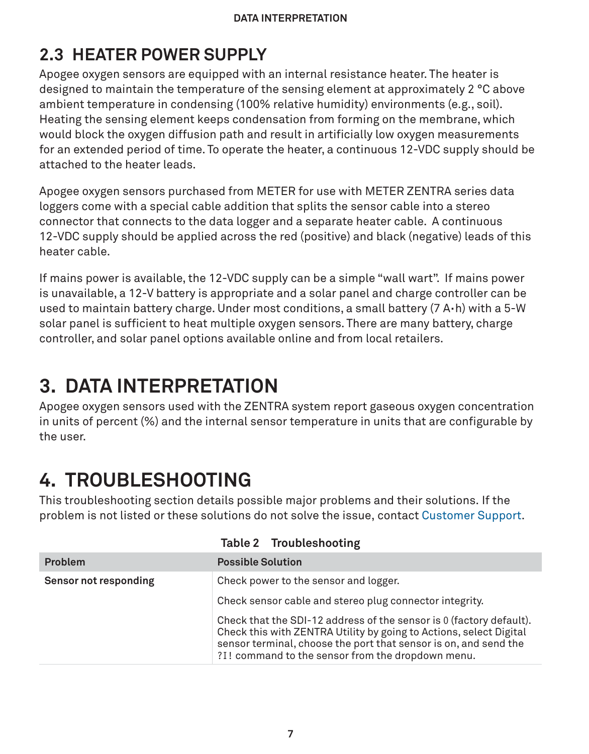## 2.3 HEATER POWER SUPPLY

Apogee oxygen sensors are equipped with an internal resistance heater. The heater is designed to maintain the temperature of the sensing element at approximately 2 °C above ambient temperature in condensing (100% relative humidity) environments (e.g., soil). Heating the sensing element keeps condensation from forming on the membrane, which would block the oxygen diffusion path and result in artificially low oxygen measurements for an extended period of time. To operate the heater, a continuous 12-VDC supply should be attached to the heater leads.

Apogee oxygen sensors purchased from METER for use with METER ZENTRA series data loggers come with a special cable addition that splits the sensor cable into a stereo connector that connects to the data logger and a separate heater cable. A continuous 12-VDC supply should be applied across the red (positive) and black (negative) leads of this heater cable.

If mains power is available, the 12-VDC supply can be a simple "wall wart". If mains power is unavailable, a 12-V battery is appropriate and a solar panel and charge controller can be used to maintain battery charge. Under most conditions, a small battery (7 A·h) with a 5-W solar panel is sufficient to heat multiple oxygen sensors. There are many battery, charge controller, and solar panel options available online and from local retailers.

# 3. DATA INTERPRETATION

Apogee oxygen sensors used with the ZENTRA system report gaseous oxygen concentration in units of percent (%) and the internal sensor temperature in units that are configurable by the user.

# 4. TROUBLESHOOTING

This troubleshooting section details possible major problems and their solutions. If the problem is not listed or these solutions do not solve the issue, contact Customer Support.

**Table 2 Troubleshooting**

| Problem | Possible Solution |
|---|---|
| **Sensor not responding** | Check power to the sensor and logger. |
| | Check sensor cable and stereo plug connector integrity. |
| | Check that the SDI-12 address of the sensor is `0` (factory default). Check this with ZENTRA Utility by going to Actions, select Digital sensor terminal, choose the port that sensor is on, and send the `?I!` command to the sensor from the dropdown menu. |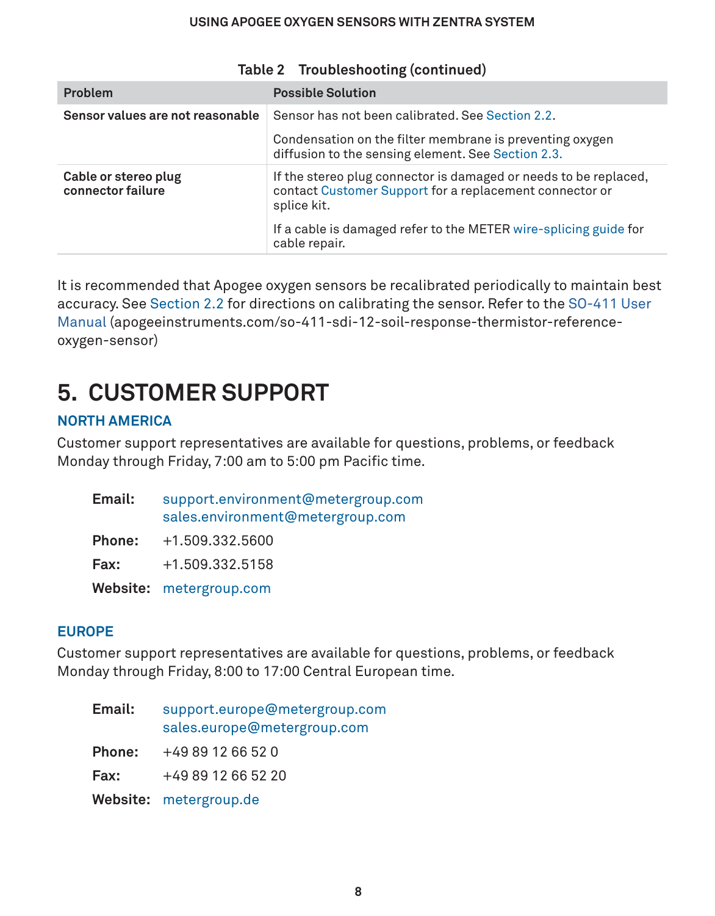Table 2 Troubleshooting (continued)

| Problem | Possible Solution |
| --- | --- |
| **Sensor values are not reasonable** | Sensor has not been calibrated. See Section 2.2.<br><br>Condensation on the filter membrane is preventing oxygen diffusion to the sensing element. See Section 2.3. |
| **Cable or stereo plug connector failure** | If the stereo plug connector is damaged or needs to be replaced, contact Customer Support for a replacement connector or splice kit.<br><br>If a cable is damaged refer to the METER wire-splicing guide for cable repair. |

It is recommended that Apogee oxygen sensors be recalibrated periodically to maintain best accuracy. See Section 2.2 for directions on calibrating the sensor. Refer to the SO-411 User Manual (apogeeinstruments.com/so-411-sdi-12-soil-response-thermistor-reference-oxygen-sensor)

# 5. CUSTOMER SUPPORT

## NORTH AMERICA

Customer support representatives are available for questions, problems, or feedback Monday through Friday, 7:00 am to 5:00 pm Pacific time.

**Email:** support.environment@metergroup.com
sales.environment@metergroup.com

**Phone:** +1.509.332.5600

**Fax:** +1.509.332.5158

**Website:** metergroup.com

## EUROPE

Customer support representatives are available for questions, problems, or feedback Monday through Friday, 8:00 to 17:00 Central European time.

**Email:** support.europe@metergroup.com
sales.europe@metergroup.com

**Phone:** +49 89 12 66 52 0

**Fax:** +49 89 12 66 52 20

**Website:** metergroup.de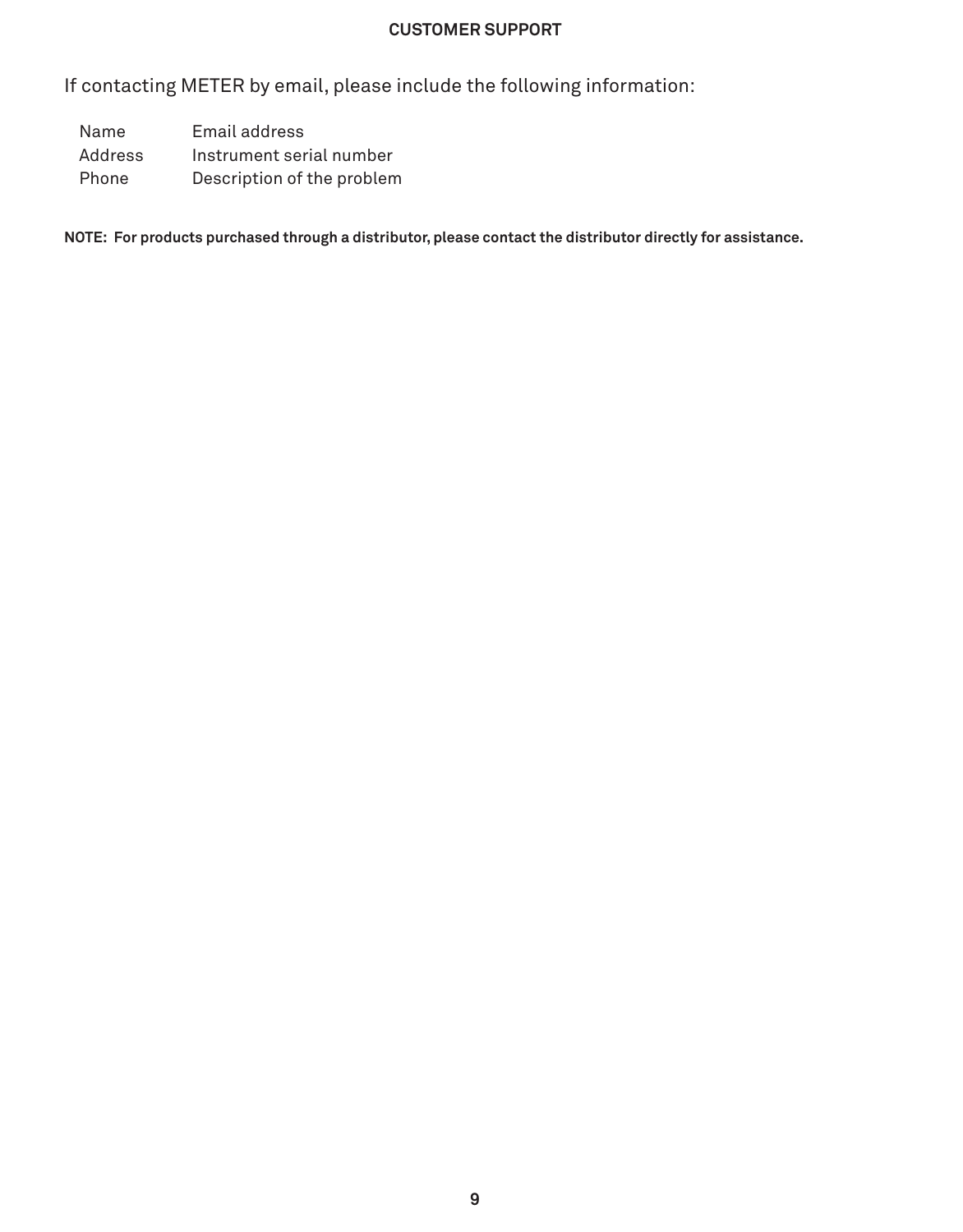If contacting METER by email, please include the following information:

| | |
|---|---|
| Name | Email address |
| Address | Instrument serial number |
| Phone | Description of the problem |

**NOTE: For products purchased through a distributor, please contact the distributor directly for assistance.**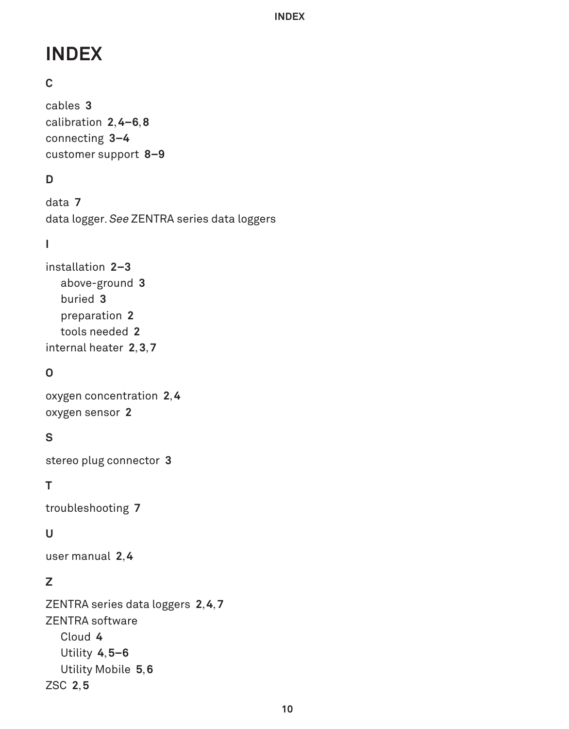# INDEX

### C

cables **3**
calibration **2**, **4–6**, **8**
connecting **3–4**
customer support **8–9**

### D

data **7**
data logger. *See* ZENTRA series data loggers

### I

installation **2–3**
  above-ground **3**
  buried **3**
  preparation **2**
  tools needed **2**
internal heater **2**, **3**, **7**

### O

oxygen concentration **2**, **4**
oxygen sensor **2**

### S

stereo plug connector **3**

### T

troubleshooting **7**

### U

user manual **2**, **4**

### Z

ZENTRA series data loggers **2**, **4**, **7**
ZENTRA software
  Cloud **4**
  Utility **4**, **5–6**
  Utility Mobile **5**, **6**
ZSC **2**, **5**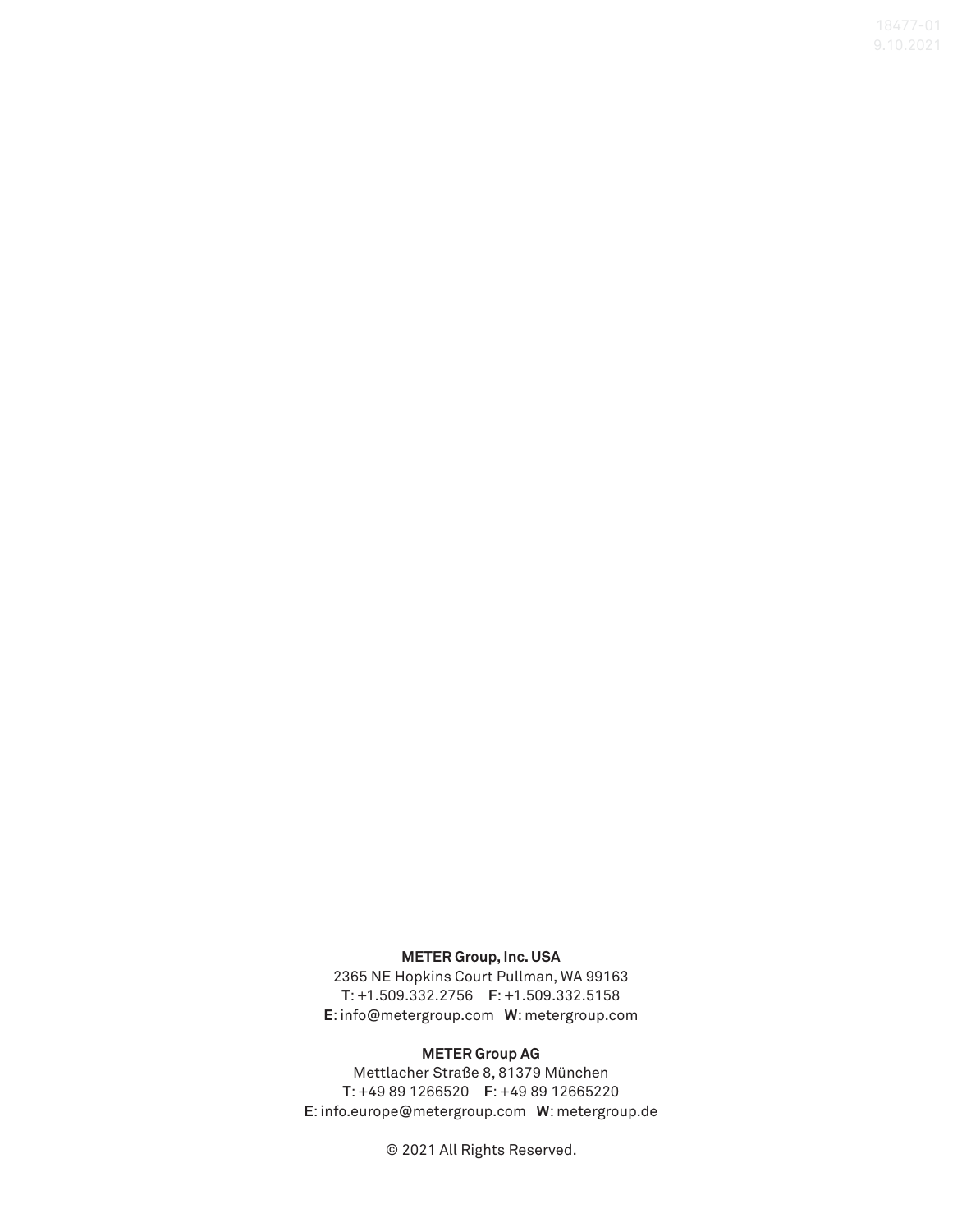**METER Group, Inc. USA**
2365 NE Hopkins Court Pullman, WA 99163
**T**: +1.509.332.2756 **F**: +1.509.332.5158
**E**: info@metergroup.com **W**: metergroup.com

**METER Group AG**
Mettlacher Straße 8, 81379 München
**T**: +49 89 1266520 **F**: +49 89 12665220
**E**: info.europe@metergroup.com **W**: metergroup.de

© 2021 All Rights Reserved.

18477-01
9.10.2021